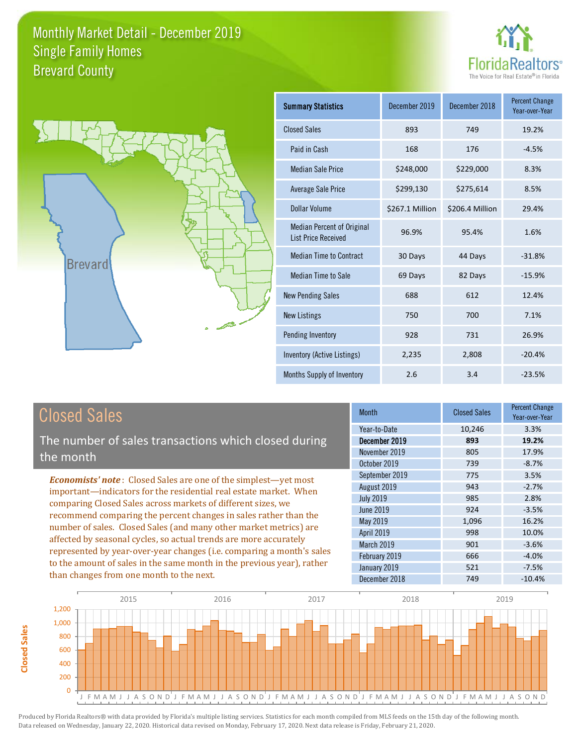# Monthly Market Detail - December 2019
## Single Family Homes
## Brevard County

FloridaRealtors® The Voice for Real Estate® in Florida

Brevard

| Summary Statistics | December 2019 | December 2018 | Percent Change Year-over-Year |
|---|---|---|---|
| Closed Sales | 893 | 749 | 19.2% |
| Paid in Cash | 168 | 176 | -4.5% |
| Median Sale Price | $248,000 | $229,000 | 8.3% |
| Average Sale Price | $299,130 | $275,614 | 8.5% |
| Dollar Volume | $267.1 Million | $206.4 Million | 29.4% |
| Median Percent of Original List Price Received | 96.9% | 95.4% | 1.6% |
| Median Time to Contract | 30 Days | 44 Days | -31.8% |
| Median Time to Sale | 69 Days | 82 Days | -15.9% |
| New Pending Sales | 688 | 612 | 12.4% |
| New Listings | 750 | 700 | 7.1% |
| Pending Inventory | 928 | 731 | 26.9% |
| Inventory (Active Listings) | 2,235 | 2,808 | -20.4% |
| Months Supply of Inventory | 2.6 | 3.4 | -23.5% |

## Closed Sales

The number of sales transactions which closed during the month

***Economists' note***: Closed Sales are one of the simplest—yet most important—indicators for the residential real estate market. When comparing Closed Sales across markets of different sizes, we recommend comparing the percent changes in sales rather than the number of sales. Closed Sales (and many other market metrics) are affected by seasonal cycles, so actual trends are more accurately represented by year-over-year changes (i.e. comparing a month's sales to the amount of sales in the same month in the previous year), rather than changes from one month to the next.

| Month | Closed Sales | Percent Change Year-over-Year |
|---|---|---|
| Year-to-Date | 10,246 | 3.3% |
| **December 2019** | **893** | **19.2%** |
| November 2019 | 805 | 17.9% |
| October 2019 | 739 | -8.7% |
| September 2019 | 775 | 3.5% |
| August 2019 | 943 | -2.7% |
| July 2019 | 985 | 2.8% |
| June 2019 | 924 | -3.5% |
| May 2019 | 1,096 | 16.2% |
| April 2019 | 998 | 10.0% |
| March 2019 | 901 | -3.6% |
| February 2019 | 666 | -4.0% |
| January 2019 | 521 | -7.5% |
| December 2018 | 749 | -10.4% |

Produced by Florida Realtors® with data provided by Florida's multiple listing services. Statistics for each month compiled from MLS feeds on the 15th day of the following month. Data released on Wednesday, January 22, 2020. Historical data revised on Monday, February 17, 2020. Next data release is Friday, February 21, 2020.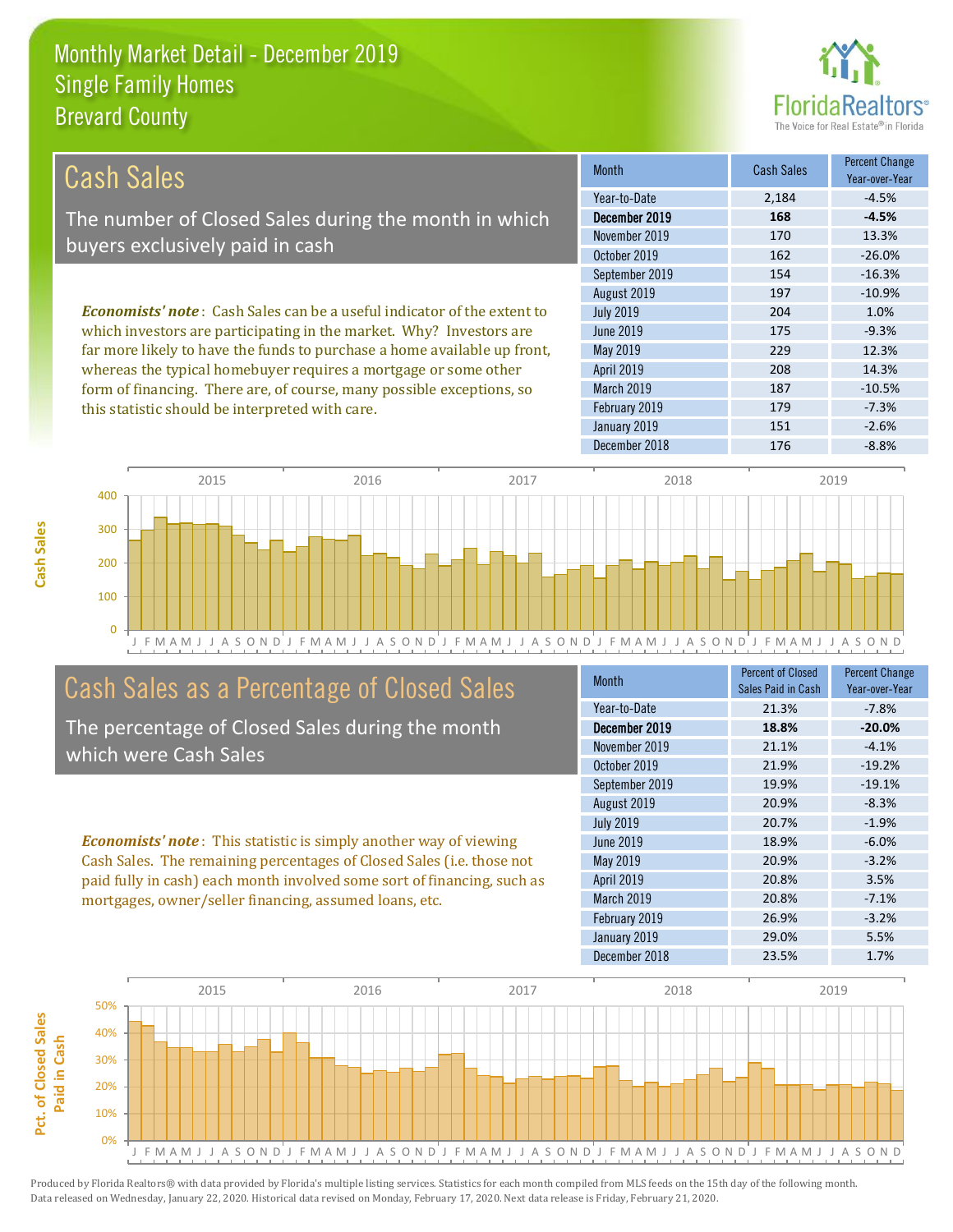# Monthly Market Detail - December 2019
## Single Family Homes
## Brevard County

## Cash Sales

The number of Closed Sales during the month in which buyers exclusively paid in cash

*Economists' note*: Cash Sales can be a useful indicator of the extent to which investors are participating in the market. Why? Investors are far more likely to have the funds to purchase a home available up front, whereas the typical homebuyer requires a mortgage or some other form of financing. There are, of course, many possible exceptions, so this statistic should be interpreted with care.

| Month | Cash Sales | Percent Change Year-over-Year |
|---|---|---|
| Year-to-Date | 2,184 | -4.5% |
| **December 2019** | **168** | **-4.5%** |
| November 2019 | 170 | 13.3% |
| October 2019 | 162 | -26.0% |
| September 2019 | 154 | -16.3% |
| August 2019 | 197 | -10.9% |
| July 2019 | 204 | 1.0% |
| June 2019 | 175 | -9.3% |
| May 2019 | 229 | 12.3% |
| April 2019 | 208 | 14.3% |
| March 2019 | 187 | -10.5% |
| February 2019 | 179 | -7.3% |
| January 2019 | 151 | -2.6% |
| December 2018 | 176 | -8.8% |

## Cash Sales as a Percentage of Closed Sales

The percentage of Closed Sales during the month which were Cash Sales

*Economists' note*: This statistic is simply another way of viewing Cash Sales. The remaining percentages of Closed Sales (i.e. those not paid fully in cash) each month involved some sort of financing, such as mortgages, owner/seller financing, assumed loans, etc.

| Month | Percent of Closed Sales Paid in Cash | Percent Change Year-over-Year |
|---|---|---|
| Year-to-Date | 21.3% | -7.8% |
| **December 2019** | **18.8%** | **-20.0%** |
| November 2019 | 21.1% | -4.1% |
| October 2019 | 21.9% | -19.2% |
| September 2019 | 19.9% | -19.1% |
| August 2019 | 20.9% | -8.3% |
| July 2019 | 20.7% | -1.9% |
| June 2019 | 18.9% | -6.0% |
| May 2019 | 20.9% | -3.2% |
| April 2019 | 20.8% | 3.5% |
| March 2019 | 20.8% | -7.1% |
| February 2019 | 26.9% | -3.2% |
| January 2019 | 29.0% | 5.5% |
| December 2018 | 23.5% | 1.7% |

Produced by Florida Realtors® with data provided by Florida's multiple listing services. Statistics for each month compiled from MLS feeds on the 15th day of the following month. Data released on Wednesday, January 22, 2020. Historical data revised on Monday, February 17, 2020. Next data release is Friday, February 21, 2020.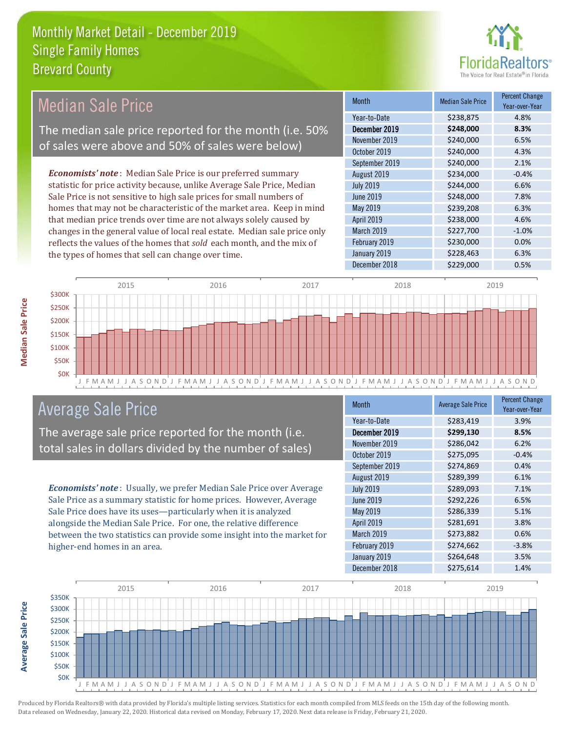# Monthly Market Detail - December 2019
## Single Family Homes
## Brevard County

## Median Sale Price

The median sale price reported for the month (i.e. 50% of sales were above and 50% of sales were below)

***Economists' note***: Median Sale Price is our preferred summary statistic for price activity because, unlike Average Sale Price, Median Sale Price is not sensitive to high sale prices for small numbers of homes that may not be characteristic of the market area. Keep in mind that median price trends over time are not always solely caused by changes in the general value of local real estate. Median sale price only reflects the values of the homes that *sold* each month, and the mix of the types of homes that sell can change over time.

| Month | Median Sale Price | Percent Change Year-over-Year |
|---|---|---|
| Year-to-Date | $238,875 | 4.8% |
| **December 2019** | **$248,000** | **8.3%** |
| November 2019 | $240,000 | 6.5% |
| October 2019 | $240,000 | 4.3% |
| September 2019 | $240,000 | 2.1% |
| August 2019 | $234,000 | -0.4% |
| July 2019 | $244,000 | 6.6% |
| June 2019 | $248,000 | 7.8% |
| May 2019 | $239,208 | 6.3% |
| April 2019 | $238,000 | 4.6% |
| March 2019 | $227,700 | -1.0% |
| February 2019 | $230,000 | 0.0% |
| January 2019 | $228,463 | 6.3% |
| December 2018 | $229,000 | 0.5% |

## Average Sale Price

The average sale price reported for the month (i.e. total sales in dollars divided by the number of sales)

***Economists' note***: Usually, we prefer Median Sale Price over Average Sale Price as a summary statistic for home prices. However, Average Sale Price does have its uses—particularly when it is analyzed alongside the Median Sale Price. For one, the relative difference between the two statistics can provide some insight into the market for higher-end homes in an area.

| Month | Average Sale Price | Percent Change Year-over-Year |
|---|---|---|
| Year-to-Date | $283,419 | 3.9% |
| **December 2019** | **$299,130** | **8.5%** |
| November 2019 | $286,042 | 6.2% |
| October 2019 | $275,095 | -0.4% |
| September 2019 | $274,869 | 0.4% |
| August 2019 | $289,399 | 6.1% |
| July 2019 | $289,093 | 7.1% |
| June 2019 | $292,226 | 6.5% |
| May 2019 | $286,339 | 5.1% |
| April 2019 | $281,691 | 3.8% |
| March 2019 | $273,882 | 0.6% |
| February 2019 | $274,662 | -3.8% |
| January 2019 | $264,648 | 3.5% |
| December 2018 | $275,614 | 1.4% |

Produced by Florida Realtors® with data provided by Florida's multiple listing services. Statistics for each month compiled from MLS feeds on the 15th day of the following month. Data released on Wednesday, January 22, 2020. Historical data revised on Monday, February 17, 2020. Next data release is Friday, February 21, 2020.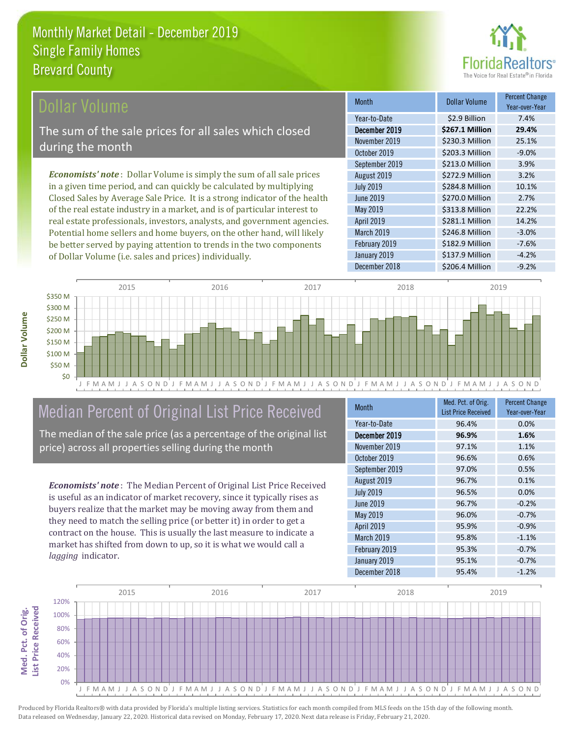# Monthly Market Detail - December 2019
## Single Family Homes
## Brevard County

## Dollar Volume

The sum of the sale prices for all sales which closed during the month

*Economists' note*: Dollar Volume is simply the sum of all sale prices in a given time period, and can quickly be calculated by multiplying Closed Sales by Average Sale Price. It is a strong indicator of the health of the real estate industry in a market, and is of particular interest to real estate professionals, investors, analysts, and government agencies. Potential home sellers and home buyers, on the other hand, will likely be better served by paying attention to trends in the two components of Dollar Volume (i.e. sales and prices) individually.

| Month | Dollar Volume | Percent Change Year-over-Year |
|---|---|---|
| Year-to-Date | $2.9 Billion | 7.4% |
| **December 2019** | **$267.1 Million** | **29.4%** |
| November 2019 | $230.3 Million | 25.1% |
| October 2019 | $203.3 Million | -9.0% |
| September 2019 | $213.0 Million | 3.9% |
| August 2019 | $272.9 Million | 3.2% |
| July 2019 | $284.8 Million | 10.1% |
| June 2019 | $270.0 Million | 2.7% |
| May 2019 | $313.8 Million | 22.2% |
| April 2019 | $281.1 Million | 14.2% |
| March 2019 | $246.8 Million | -3.0% |
| February 2019 | $182.9 Million | -7.6% |
| January 2019 | $137.9 Million | -4.2% |
| December 2018 | $206.4 Million | -9.2% |

## Median Percent of Original List Price Received

The median of the sale price (as a percentage of the original list price) across all properties selling during the month

*Economists' note*: The Median Percent of Original List Price Received is useful as an indicator of market recovery, since it typically rises as buyers realize that the market may be moving away from them and they need to match the selling price (or better it) in order to get a contract on the house. This is usually the last measure to indicate a market has shifted from down to up, so it is what we would call a *lagging* indicator.

| Month | Med. Pct. of Orig. List Price Received | Percent Change Year-over-Year |
|---|---|---|
| Year-to-Date | 96.4% | 0.0% |
| **December 2019** | **96.9%** | **1.6%** |
| November 2019 | 97.1% | 1.1% |
| October 2019 | 96.6% | 0.6% |
| September 2019 | 97.0% | 0.5% |
| August 2019 | 96.7% | 0.1% |
| July 2019 | 96.5% | 0.0% |
| June 2019 | 96.7% | -0.2% |
| May 2019 | 96.0% | -0.7% |
| April 2019 | 95.9% | -0.9% |
| March 2019 | 95.8% | -1.1% |
| February 2019 | 95.3% | -0.7% |
| January 2019 | 95.1% | -0.7% |
| December 2018 | 95.4% | -1.2% |

Produced by Florida Realtors® with data provided by Florida's multiple listing services. Statistics for each month compiled from MLS feeds on the 15th day of the following month. Data released on Wednesday, January 22, 2020. Historical data revised on Monday, February 17, 2020. Next data release is Friday, February 21, 2020.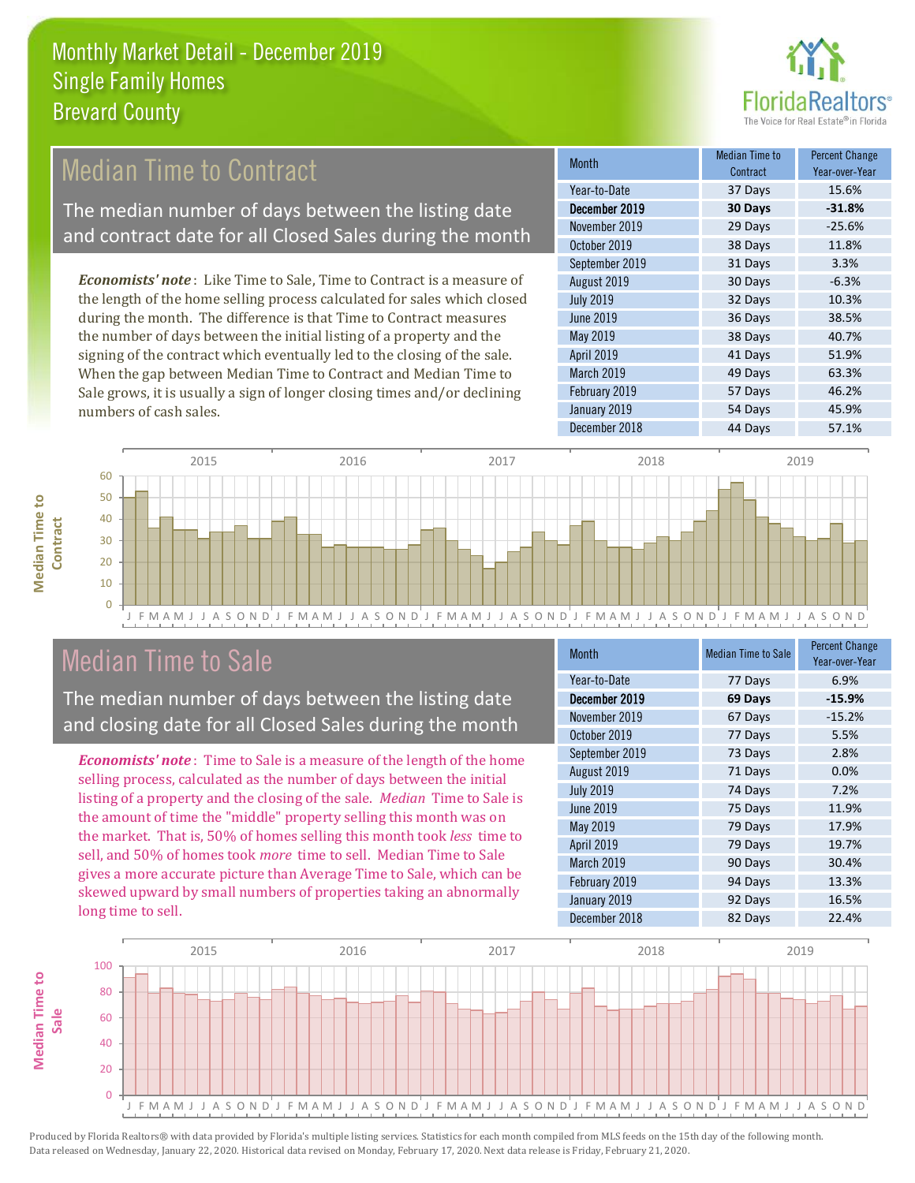# Monthly Market Detail - December 2019
## Single Family Homes
## Brevard County

## Median Time to Contract

The median number of days between the listing date and contract date for all Closed Sales during the month

*Economists' note*: Like Time to Sale, Time to Contract is a measure of the length of the home selling process calculated for sales which closed during the month. The difference is that Time to Contract measures the number of days between the initial listing of a property and the signing of the contract which eventually led to the closing of the sale. When the gap between Median Time to Contract and Median Time to Sale grows, it is usually a sign of longer closing times and/or declining numbers of cash sales.

| Month | Median Time to Contract | Percent Change Year-over-Year |
|---|---|---|
| Year-to-Date | 37 Days | 15.6% |
| **December 2019** | **30 Days** | **-31.8%** |
| November 2019 | 29 Days | -25.6% |
| October 2019 | 38 Days | 11.8% |
| September 2019 | 31 Days | 3.3% |
| August 2019 | 30 Days | -6.3% |
| July 2019 | 32 Days | 10.3% |
| June 2019 | 36 Days | 38.5% |
| May 2019 | 38 Days | 40.7% |
| April 2019 | 41 Days | 51.9% |
| March 2019 | 49 Days | 63.3% |
| February 2019 | 57 Days | 46.2% |
| January 2019 | 54 Days | 45.9% |
| December 2018 | 44 Days | 57.1% |

## Median Time to Sale

The median number of days between the listing date and closing date for all Closed Sales during the month

*Economists' note*: Time to Sale is a measure of the length of the home selling process, calculated as the number of days between the initial listing of a property and the closing of the sale. *Median* Time to Sale is the amount of time the "middle" property selling this month was on the market. That is, 50% of homes selling this month took *less* time to sell, and 50% of homes took *more* time to sell. Median Time to Sale gives a more accurate picture than Average Time to Sale, which can be skewed upward by small numbers of properties taking an abnormally long time to sell.

| Month | Median Time to Sale | Percent Change Year-over-Year |
|---|---|---|
| Year-to-Date | 77 Days | 6.9% |
| **December 2019** | **69 Days** | **-15.9%** |
| November 2019 | 67 Days | -15.2% |
| October 2019 | 77 Days | 5.5% |
| September 2019 | 73 Days | 2.8% |
| August 2019 | 71 Days | 0.0% |
| July 2019 | 74 Days | 7.2% |
| June 2019 | 75 Days | 11.9% |
| May 2019 | 79 Days | 17.9% |
| April 2019 | 79 Days | 19.7% |
| March 2019 | 90 Days | 30.4% |
| February 2019 | 94 Days | 13.3% |
| January 2019 | 92 Days | 16.5% |
| December 2018 | 82 Days | 22.4% |

Produced by Florida Realtors® with data provided by Florida's multiple listing services. Statistics for each month compiled from MLS feeds on the 15th day of the following month. Data released on Wednesday, January 22, 2020. Historical data revised on Monday, February 17, 2020. Next data release is Friday, February 21, 2020.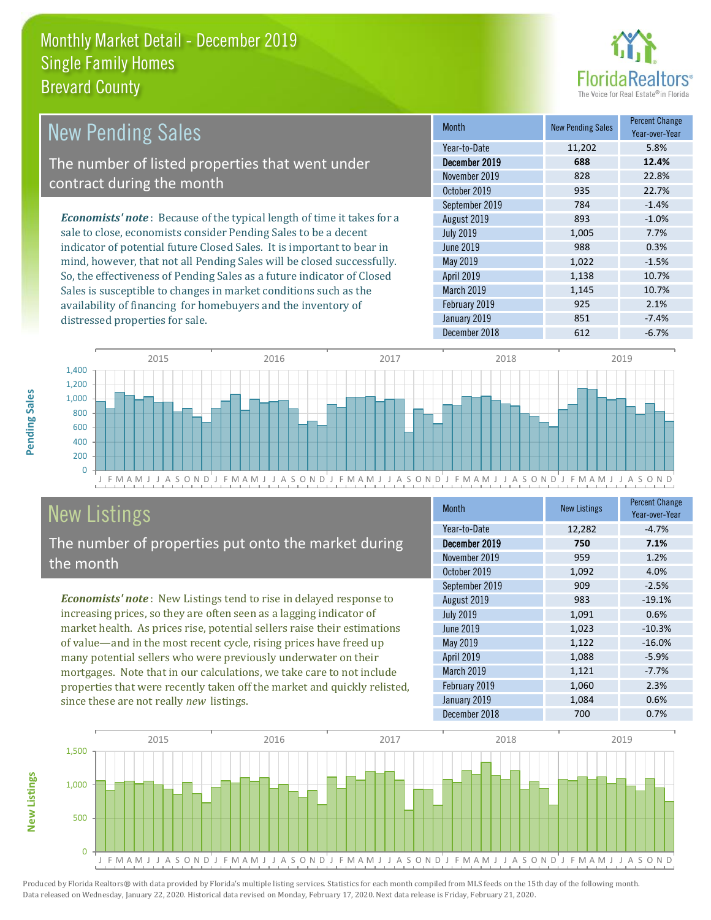# Monthly Market Detail - December 2019
## Single Family Homes
## Brevard County

## New Pending Sales

The number of listed properties that went under contract during the month

*Economists' note*: Because of the typical length of time it takes for a sale to close, economists consider Pending Sales to be a decent indicator of potential future Closed Sales. It is important to bear in mind, however, that not all Pending Sales will be closed successfully. So, the effectiveness of Pending Sales as a future indicator of Closed Sales is susceptible to changes in market conditions such as the availability of financing for homebuyers and the inventory of distressed properties for sale.

| Month | New Pending Sales | Percent Change Year-over-Year |
|---|---|---|
| Year-to-Date | 11,202 | 5.8% |
| **December 2019** | **688** | **12.4%** |
| November 2019 | 828 | 22.8% |
| October 2019 | 935 | 22.7% |
| September 2019 | 784 | -1.4% |
| August 2019 | 893 | -1.0% |
| July 2019 | 1,005 | 7.7% |
| June 2019 | 988 | 0.3% |
| May 2019 | 1,022 | -1.5% |
| April 2019 | 1,138 | 10.7% |
| March 2019 | 1,145 | 10.7% |
| February 2019 | 925 | 2.1% |
| January 2019 | 851 | -7.4% |
| December 2018 | 612 | -6.7% |

## New Listings

The number of properties put onto the market during the month

*Economists' note*: New Listings tend to rise in delayed response to increasing prices, so they are often seen as a lagging indicator of market health. As prices rise, potential sellers raise their estimations of value—and in the most recent cycle, rising prices have freed up many potential sellers who were previously underwater on their mortgages. Note that in our calculations, we take care to not include properties that were recently taken off the market and quickly relisted, since these are not really *new* listings.

| Month | New Listings | Percent Change Year-over-Year |
|---|---|---|
| Year-to-Date | 12,282 | -4.7% |
| **December 2019** | **750** | **7.1%** |
| November 2019 | 959 | 1.2% |
| October 2019 | 1,092 | 4.0% |
| September 2019 | 909 | -2.5% |
| August 2019 | 983 | -19.1% |
| July 2019 | 1,091 | 0.6% |
| June 2019 | 1,023 | -10.3% |
| May 2019 | 1,122 | -16.0% |
| April 2019 | 1,088 | -5.9% |
| March 2019 | 1,121 | -7.7% |
| February 2019 | 1,060 | 2.3% |
| January 2019 | 1,084 | 0.6% |
| December 2018 | 700 | 0.7% |

Produced by Florida Realtors® with data provided by Florida's multiple listing services. Statistics for each month compiled from MLS feeds on the 15th day of the following month. Data released on Wednesday, January 22, 2020. Historical data revised on Monday, February 17, 2020. Next data release is Friday, February 21, 2020.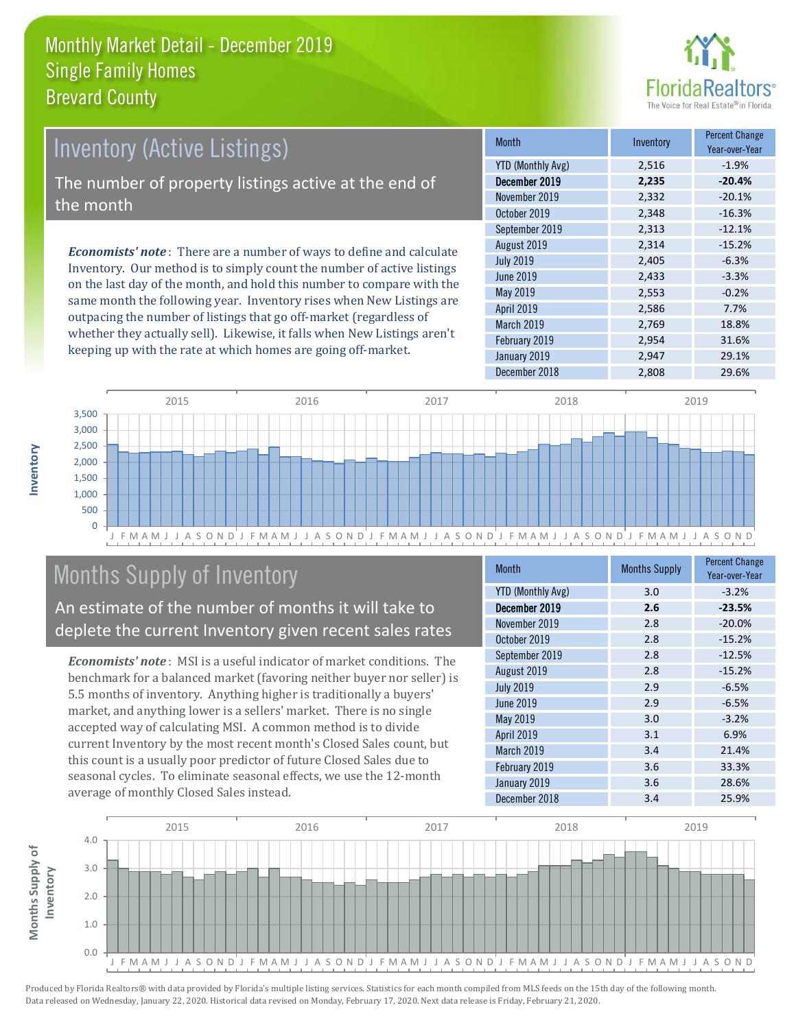# Monthly Market Detail - December 2019
## Single Family Homes
## Brevard County

FloridaRealtors® The Voice for Real Estate® in Florida

## Inventory (Active Listings)

The number of property listings active at the end of the month

***Economists' note***: There are a number of ways to define and calculate Inventory. Our method is to simply count the number of active listings on the last day of the month, and hold this number to compare with the same month the following year. Inventory rises when New Listings are outpacing the number of listings that go off-market (regardless of whether they actually sell). Likewise, it falls when New Listings aren't keeping up with the rate at which homes are going off-market.

| Month | Inventory | Percent Change Year-over-Year |
|---|---|---|
| YTD (Monthly Avg) | 2,516 | -1.9% |
| **December 2019** | **2,235** | **-20.4%** |
| November 2019 | 2,332 | -20.1% |
| October 2019 | 2,348 | -16.3% |
| September 2019 | 2,313 | -12.1% |
| August 2019 | 2,314 | -15.2% |
| July 2019 | 2,405 | -6.3% |
| June 2019 | 2,433 | -3.3% |
| May 2019 | 2,553 | -0.2% |
| April 2019 | 2,586 | 7.7% |
| March 2019 | 2,769 | 18.8% |
| February 2019 | 2,954 | 31.6% |
| January 2019 | 2,947 | 29.1% |
| December 2018 | 2,808 | 29.6% |

## Months Supply of Inventory

An estimate of the number of months it will take to deplete the current Inventory given recent sales rates

***Economists' note***: MSI is a useful indicator of market conditions. The benchmark for a balanced market (favoring neither buyer nor seller) is 5.5 months of inventory. Anything higher is traditionally a buyers' market, and anything lower is a sellers' market. There is no single accepted way of calculating MSI. A common method is to divide current Inventory by the most recent month's Closed Sales count, but this count is a usually poor predictor of future Closed Sales due to seasonal cycles. To eliminate seasonal effects, we use the 12-month average of monthly Closed Sales instead.

| Month | Months Supply | Percent Change Year-over-Year |
|---|---|---|
| YTD (Monthly Avg) | 3.0 | -3.2% |
| **December 2019** | **2.6** | **-23.5%** |
| November 2019 | 2.8 | -20.0% |
| October 2019 | 2.8 | -15.2% |
| September 2019 | 2.8 | -12.5% |
| August 2019 | 2.8 | -15.2% |
| July 2019 | 2.9 | -6.5% |
| June 2019 | 2.9 | -6.5% |
| May 2019 | 3.0 | -3.2% |
| April 2019 | 3.1 | 6.9% |
| March 2019 | 3.4 | 21.4% |
| February 2019 | 3.6 | 33.3% |
| January 2019 | 3.6 | 28.6% |
| December 2018 | 3.4 | 25.9% |

Produced by Florida Realtors® with data provided by Florida's multiple listing services. Statistics for each month compiled from MLS feeds on the 15th day of the following month. Data released on Wednesday, January 22, 2020. Historical data revised on Monday, February 17, 2020. Next data release is Friday, February 21, 2020.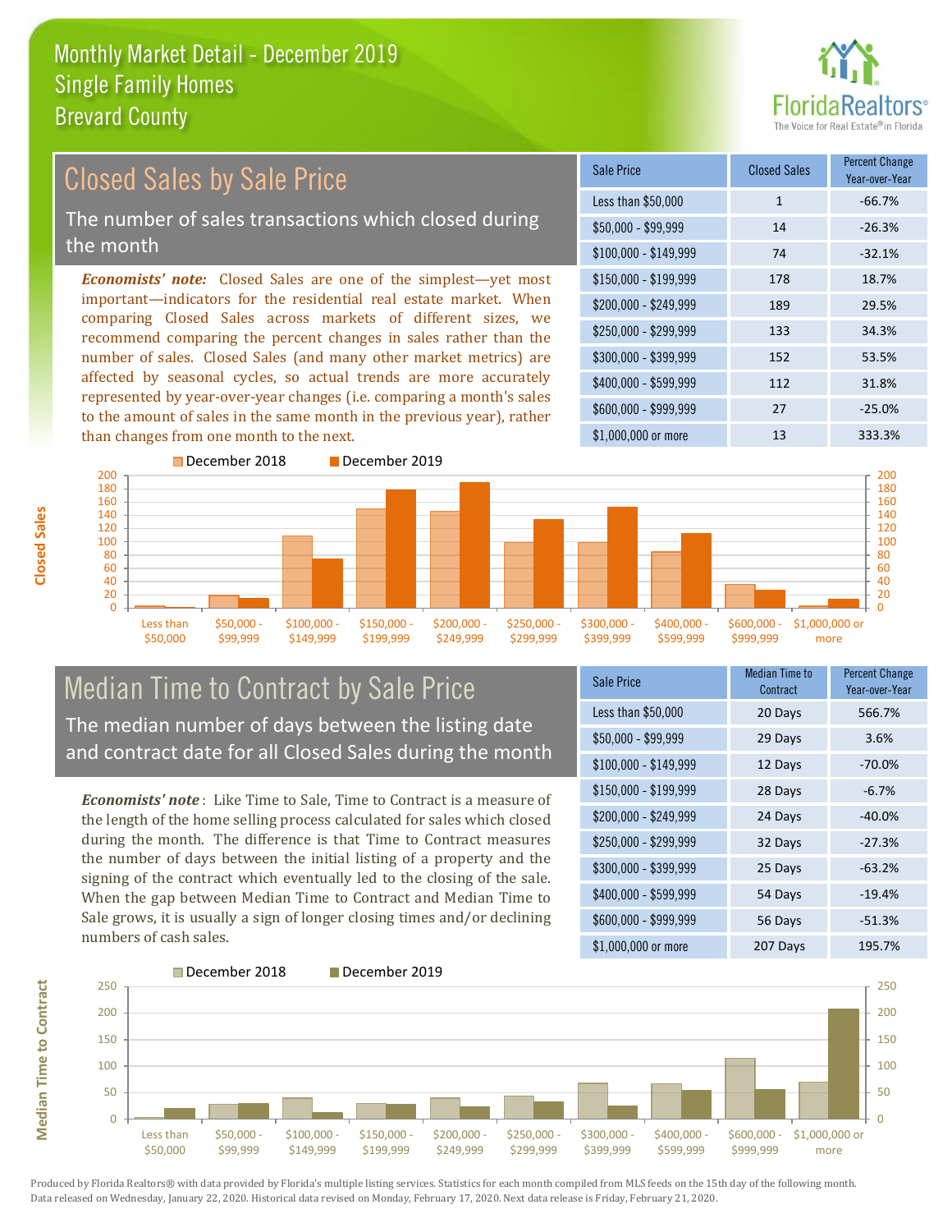# Monthly Market Detail - December 2019
## Single Family Homes
## Brevard County

## Closed Sales by Sale Price

The number of sales transactions which closed during the month

*Economists' note:* Closed Sales are one of the simplest—yet most important—indicators for the residential real estate market. When comparing Closed Sales across markets of different sizes, we recommend comparing the percent changes in sales rather than the number of sales. Closed Sales (and many other market metrics) are affected by seasonal cycles, so actual trends are more accurately represented by year-over-year changes (i.e. comparing a month's sales to the amount of sales in the same month in the previous year), rather than changes from one month to the next.

| Sale Price | Closed Sales | Percent Change Year-over-Year |
|---|---|---|
| Less than $50,000 | 1 | -66.7% |
| $50,000 - $99,999 | 14 | -26.3% |
| $100,000 - $149,999 | 74 | -32.1% |
| $150,000 - $199,999 | 178 | 18.7% |
| $200,000 - $249,999 | 189 | 29.5% |
| $250,000 - $299,999 | 133 | 34.3% |
| $300,000 - $399,999 | 152 | 53.5% |
| $400,000 - $599,999 | 112 | 31.8% |
| $600,000 - $999,999 | 27 | -25.0% |
| $1,000,000 or more | 13 | 333.3% |

## Median Time to Contract by Sale Price

The median number of days between the listing date and contract date for all Closed Sales during the month

*Economists' note*: Like Time to Sale, Time to Contract is a measure of the length of the home selling process calculated for sales which closed during the month. The difference is that Time to Contract measures the number of days between the initial listing of a property and the signing of the contract which eventually led to the closing of the sale. When the gap between Median Time to Contract and Median Time to Sale grows, it is usually a sign of longer closing times and/or declining numbers of cash sales.

| Sale Price | Median Time to Contract | Percent Change Year-over-Year |
|---|---|---|
| Less than $50,000 | 20 Days | 566.7% |
| $50,000 - $99,999 | 29 Days | 3.6% |
| $100,000 - $149,999 | 12 Days | -70.0% |
| $150,000 - $199,999 | 28 Days | -6.7% |
| $200,000 - $249,999 | 24 Days | -40.0% |
| $250,000 - $299,999 | 32 Days | -27.3% |
| $300,000 - $399,999 | 25 Days | -63.2% |
| $400,000 - $599,999 | 54 Days | -19.4% |
| $600,000 - $999,999 | 56 Days | -51.3% |
| $1,000,000 or more | 207 Days | 195.7% |

Produced by Florida Realtors® with data provided by Florida's multiple listing services. Statistics for each month compiled from MLS feeds on the 15th day of the following month. Data released on Wednesday, January 22, 2020. Historical data revised on Monday, February 17, 2020. Next data release is Friday, February 21, 2020.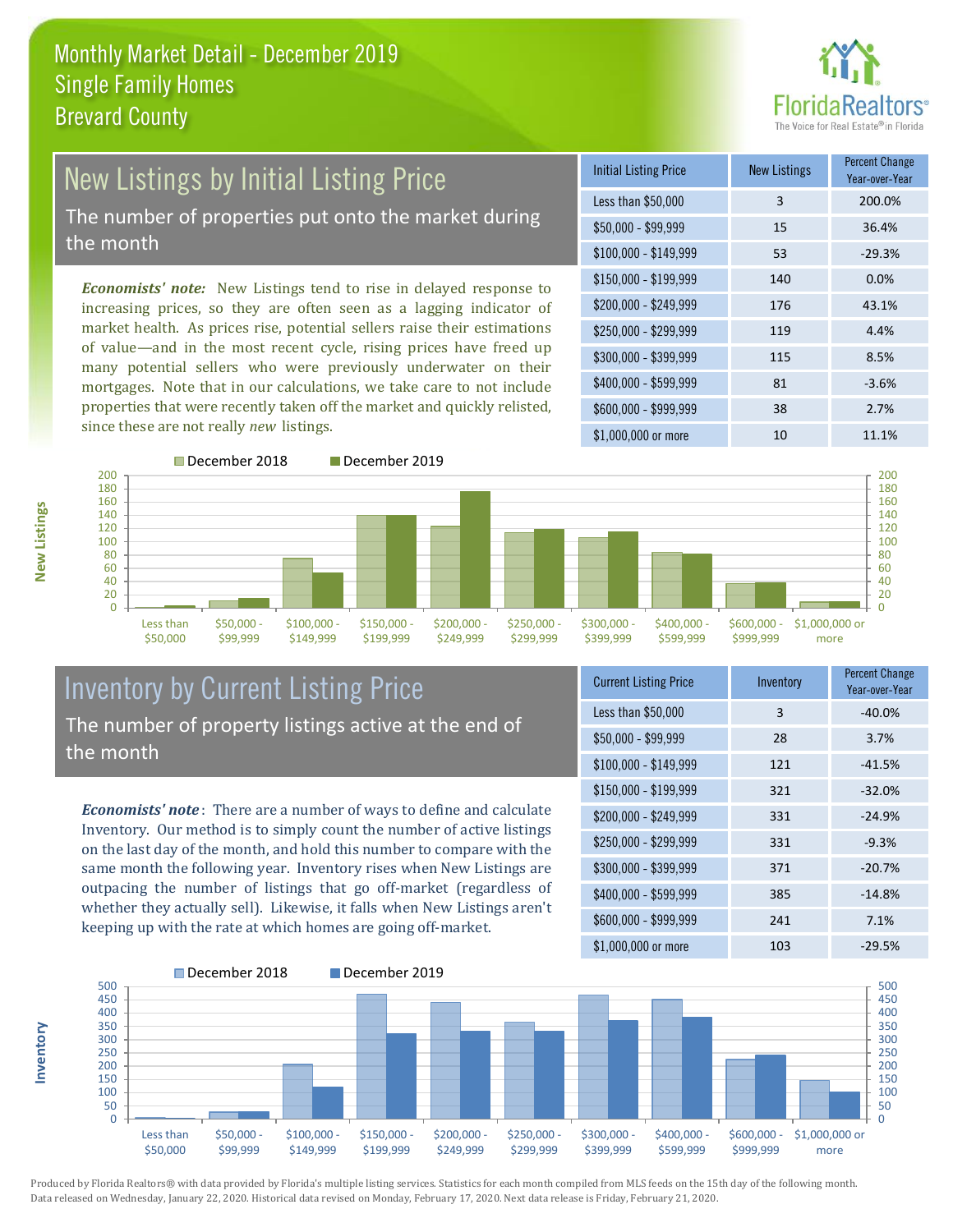# Monthly Market Detail - December 2019
## Single Family Homes
## Brevard County

## New Listings by Initial Listing Price

The number of properties put onto the market during the month

*Economists' note:* New Listings tend to rise in delayed response to increasing prices, so they are often seen as a lagging indicator of market health. As prices rise, potential sellers raise their estimations of value—and in the most recent cycle, rising prices have freed up many potential sellers who were previously underwater on their mortgages. Note that in our calculations, we take care to not include properties that were recently taken off the market and quickly relisted, since these are not really *new* listings.

| Initial Listing Price | New Listings | Percent Change Year-over-Year |
|---|---|---|
| Less than $50,000 | 3 | 200.0% |
| $50,000 - $99,999 | 15 | 36.4% |
| $100,000 - $149,999 | 53 | -29.3% |
| $150,000 - $199,999 | 140 | 0.0% |
| $200,000 - $249,999 | 176 | 43.1% |
| $250,000 - $299,999 | 119 | 4.4% |
| $300,000 - $399,999 | 115 | 8.5% |
| $400,000 - $599,999 | 81 | -3.6% |
| $600,000 - $999,999 | 38 | 2.7% |
| $1,000,000 or more | 10 | 11.1% |

## Inventory by Current Listing Price

The number of property listings active at the end of the month

*Economists' note*: There are a number of ways to define and calculate Inventory. Our method is to simply count the number of active listings on the last day of the month, and hold this number to compare with the same month the following year. Inventory rises when New Listings are outpacing the number of listings that go off-market (regardless of whether they actually sell). Likewise, it falls when New Listings aren't keeping up with the rate at which homes are going off-market.

| Current Listing Price | Inventory | Percent Change Year-over-Year |
|---|---|---|
| Less than $50,000 | 3 | -40.0% |
| $50,000 - $99,999 | 28 | 3.7% |
| $100,000 - $149,999 | 121 | -41.5% |
| $150,000 - $199,999 | 321 | -32.0% |
| $200,000 - $249,999 | 331 | -24.9% |
| $250,000 - $299,999 | 331 | -9.3% |
| $300,000 - $399,999 | 371 | -20.7% |
| $400,000 - $599,999 | 385 | -14.8% |
| $600,000 - $999,999 | 241 | 7.1% |
| $1,000,000 or more | 103 | -29.5% |

Produced by Florida Realtors® with data provided by Florida's multiple listing services. Statistics for each month compiled from MLS feeds on the 15th day of the following month. Data released on Wednesday, January 22, 2020. Historical data revised on Monday, February 17, 2020. Next data release is Friday, February 21, 2020.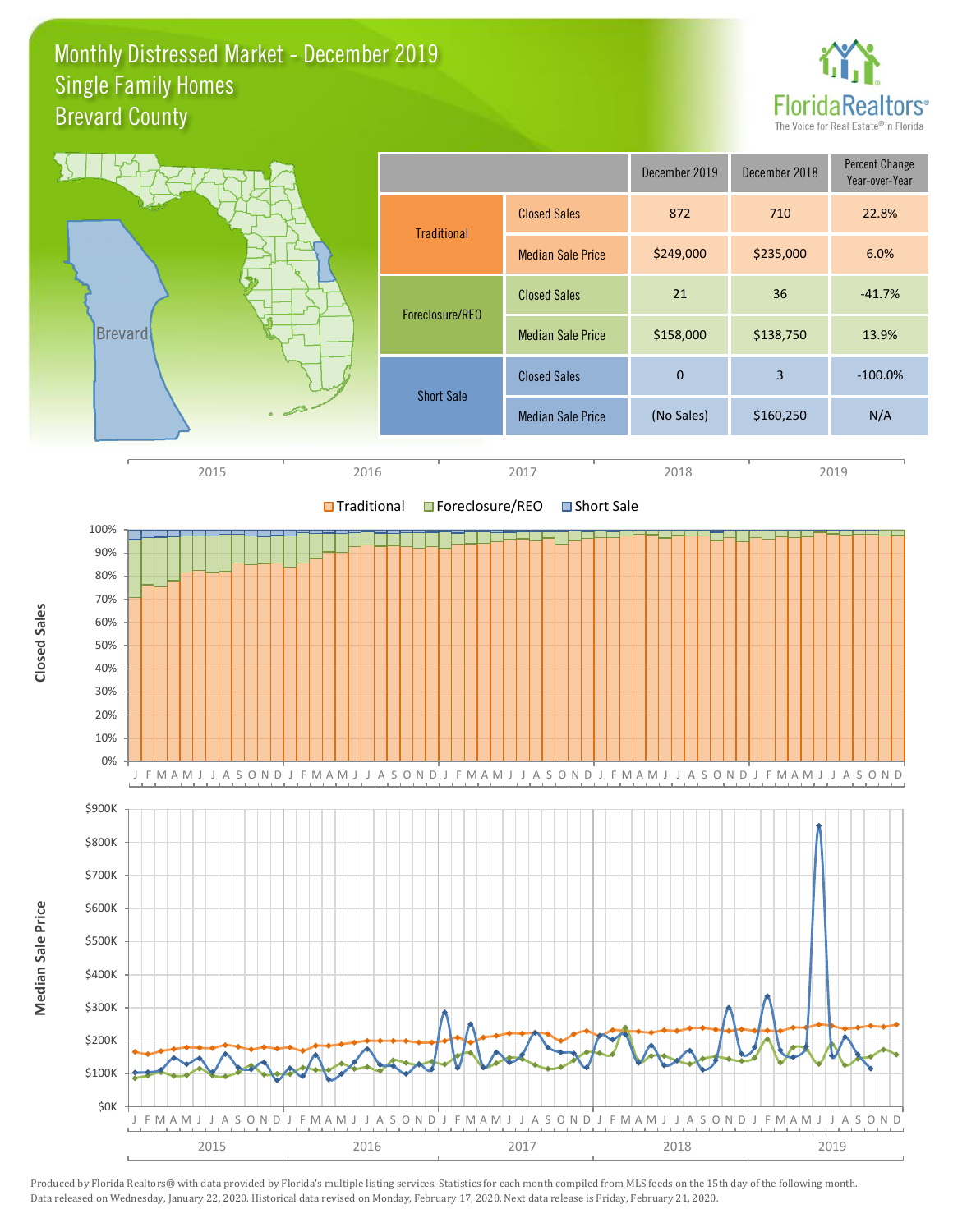# Monthly Distressed Market - December 2019
## Single Family Homes
## Brevard County

FloridaRealtors®
The Voice for Real Estate® in Florida

Brevard

| | | December 2019 | December 2018 | Percent Change Year-over-Year |
|---|---|---|---|---|
| Traditional | Closed Sales | 872 | 710 | 22.8% |
| | Median Sale Price | $249,000 | $235,000 | 6.0% |
| Foreclosure/REO | Closed Sales | 21 | 36 | -41.7% |
| | Median Sale Price | $158,000 | $138,750 | 13.9% |
| Short Sale | Closed Sales | 0 | 3 | -100.0% |
| | Median Sale Price | (No Sales) | $160,250 | N/A |

2015 2016 2017 2018 2019

Traditional Foreclosure/REO Short Sale

Closed Sales

100% 90% 80% 70% 60% 50% 40% 30% 20% 10% 0%

J F M A M J J A S O N D J F M A M J J A S O N D J F M A M J J A S O N D J F M A M J J A S O N D J F M A M J J A S O N D

Median Sale Price

$900K $800K $700K $600K $500K $400K $300K $200K $100K $0K

J F M A M J J A S O N D J F M A M J J A S O N D J F M A M J J A S O N D J F M A M J J A S O N D J F M A M J J A S O N D

2015 2016 2017 2018 2019

Produced by Florida Realtors® with data provided by Florida's multiple listing services. Statistics for each month compiled from MLS feeds on the 15th day of the following month. Data released on Wednesday, January 22, 2020. Historical data revised on Monday, February 17, 2020. Next data release is Friday, February 21, 2020.